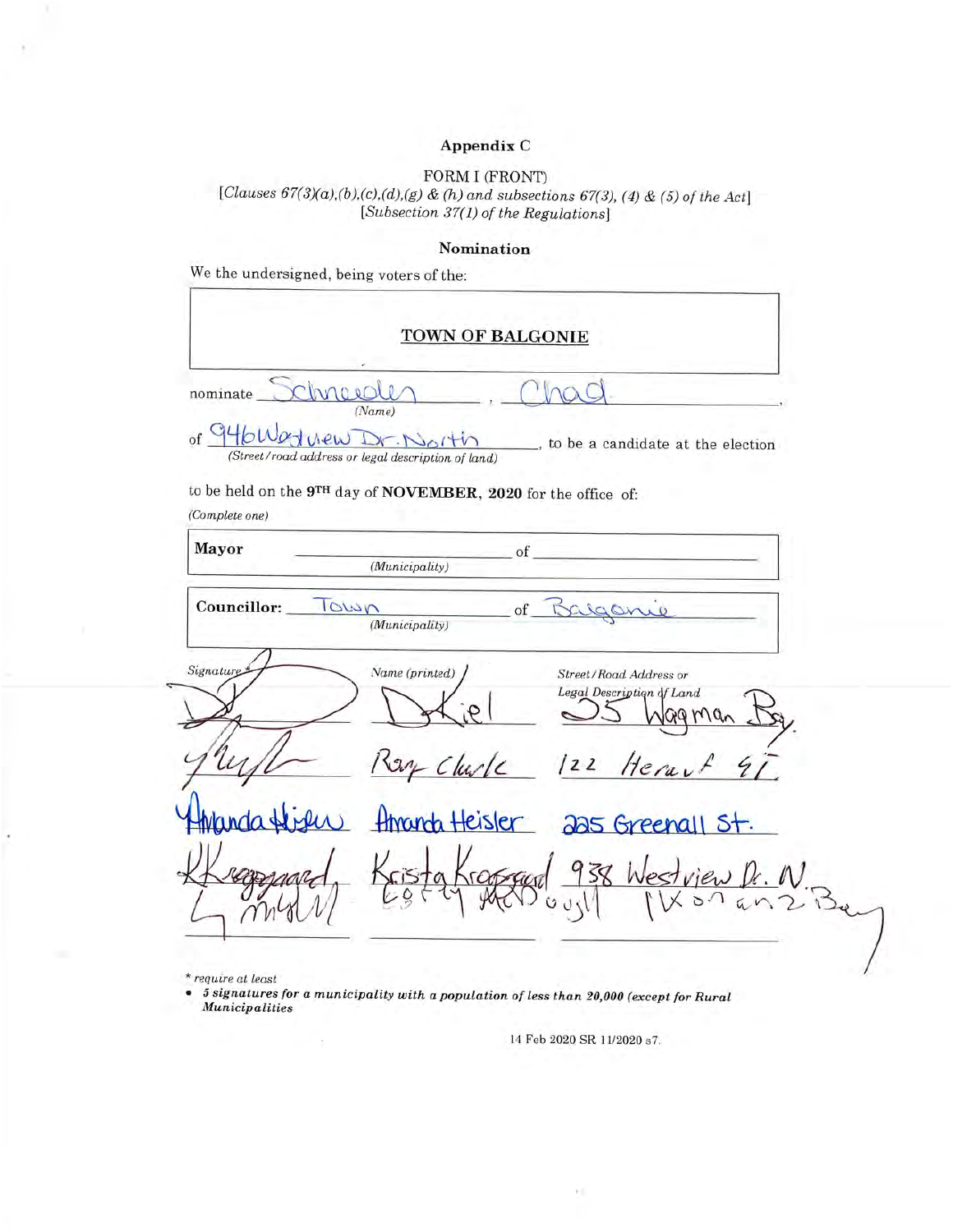# Appendix C

FORM I (FRONT)

*[Clauses 67(3)(a),(b),(c),(d),(g) & (h) and subsections 67(3), (4) & (5) of the Act]*
*[Subsection 37(1) of the Regulations]*

## Nomination

We the undersigned, being voters of the:

**TOWN OF BALGONIE**

nominate Schneider, Chad,
*(Name)*

of 946 Westview Dr. North, to be a candidate at the election
*(Street/road address or legal description of land)*

to be held on the **9TH** day of **NOVEMBER, 2020** for the office of:

*(Complete one)*

**Mayor** ________________ of ________________
*(Municipality)*

**Councillor:** Town of Balgonie
*(Municipality)*

| Signature* | Name (printed) | Street/Road Address or Legal Description of Land |
|---|---|---|
| [signature] | D Kiel | 35 Wagman Bay |
| [signature] | Ray Clark | 122 Herauf St |
| Amanda Heisler | Amanda Heisler | 225 Greenall St. |
| K Kragsgaard | Krista Kragsgaard | 938 Westview Dr. N. |
| [signature] | Cory McDougall | 1 Koran Bay |

\* *require at least*

- ***5 signatures for a municipality with a population of less than 20,000 (except for Rural Municipalities***

14 Feb 2020 SR 11/2020 s7.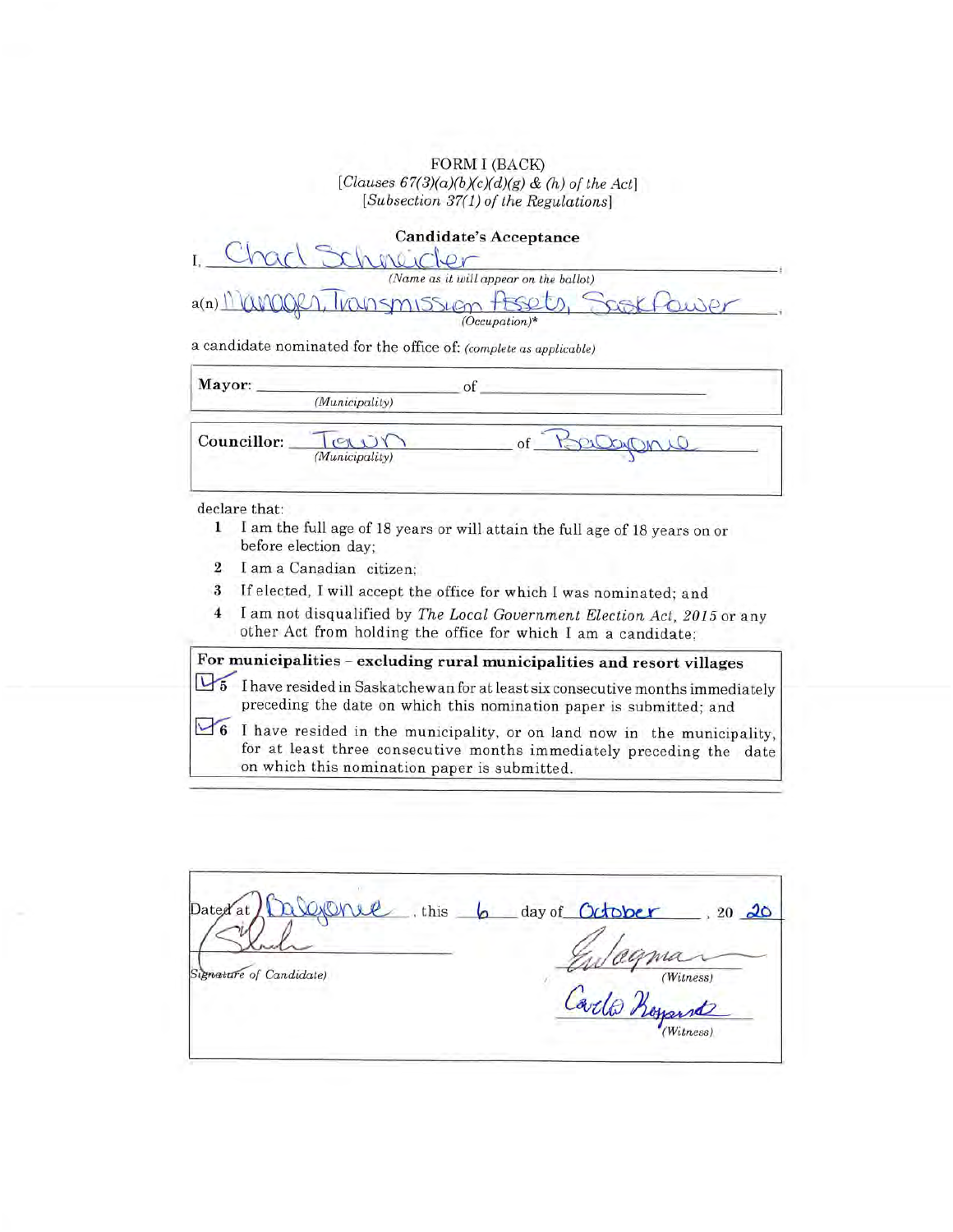FORM I (BACK)
*[Clauses 67(3)(a)(b)(c)(d)(g) & (h) of the Act]*
*[Subsection 37(1) of the Regulations]*

**Candidate's Acceptance**

I, Chad Schneider ;
*(Name as it will appear on the ballot)*

a(n) Manager, Transmission Assets, SaskPower ,
*(Occupation)**

a candidate nominated for the office of: *(complete as applicable)*

| | |
|---|---|
| **Mayor:** ______ *(Municipality)* | of ______ |
| **Councillor:** Town *(Municipality)* | of Balgonie |

declare that:

1. I am the full age of 18 years or will attain the full age of 18 years on or before election day;
2. I am a Canadian citizen;
3. If elected, I will accept the office for which I was nominated; and
4. I am not disqualified by *The Local Government Election Act, 2015* or any other Act from holding the office for which I am a candidate;

**For municipalities – excluding rural municipalities and resort villages**

- [x] 5 I have resided in Saskatchewan for at least six consecutive months immediately preceding the date on which this nomination paper is submitted; and
- [x] 6 I have resided in the municipality, or on land now in the municipality, for at least three consecutive months immediately preceding the date on which this nomination paper is submitted.

Dated at Balgonie, this 6 day of October, 20 20

[Signature]
*Signature of Candidate)*

[Signature]
*(Witness)*

Carla Kopanski
*(Witness)*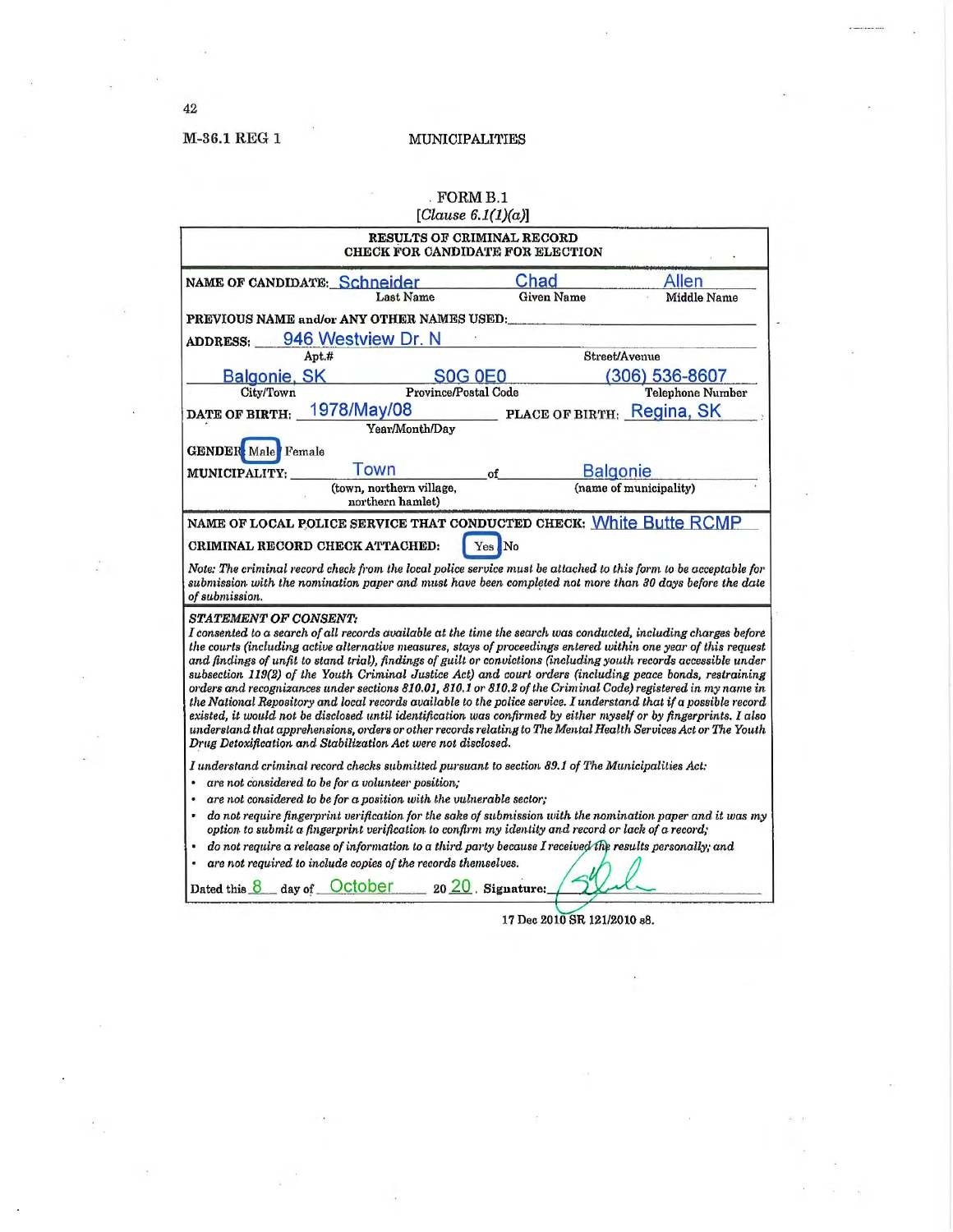M-36.1 REG 1 MUNICIPALITIES

FORM B.1
[*Clause 6.1(1)(a)*]

**RESULTS OF CRIMINAL RECORD CHECK FOR CANDIDATE FOR ELECTION**

NAME OF CANDIDATE: Schneider (Last Name) Chad (Given Name) Allen (Middle Name)

PREVIOUS NAME and/or ANY OTHER NAMES USED: ____________________

ADDRESS: 946 Westview Dr. N
Apt.# Street/Avenue

Balgonie, SK (City/Town) S0G 0E0 (Province/Postal Code) (306) 536-8607 (Telephone Number)

DATE OF BIRTH: 1978/May/08 (Year/Month/Day) PLACE OF BIRTH: Regina, SK

GENDER: **Male** / Female

MUNICIPALITY: Town (town, northern village, northern hamlet) of Balgonie (name of municipality)

NAME OF LOCAL POLICE SERVICE THAT CONDUCTED CHECK: White Butte RCMP

CRIMINAL RECORD CHECK ATTACHED: **Yes** / No

*Note: The criminal record check from the local police service must be attached to this form to be acceptable for submission with the nomination paper and must have been completed not more than 30 days before the date of submission.*

***STATEMENT OF CONSENT:***

*I consented to a search of all records available at the time the search was conducted, including charges before the courts (including active alternative measures, stays of proceedings entered within one year of this request and findings of unfit to stand trial), findings of guilt or convictions (including youth records accessible under subsection 119(2) of the Youth Criminal Justice Act) and court orders (including peace bonds, restraining orders and recognizances under sections 810.01, 810.1 or 810.2 of the Criminal Code) registered in my name in the National Repository and local records available to the police service. I understand that if a possible record existed, it would not be disclosed until identification was confirmed by either myself or by fingerprints. I also understand that apprehensions, orders or other records relating to The Mental Health Services Act or The Youth Drug Detoxification and Stabilization Act were not disclosed.*

*I understand criminal record checks submitted pursuant to section 89.1 of The Municipalities Act:*

- *are not considered to be for a volunteer position;*
- *are not considered to be for a position with the vulnerable sector;*
- *do not require fingerprint verification for the sake of submission with the nomination paper and it was my option to submit a fingerprint verification to confirm my identity and record or lack of a record;*
- *do not require a release of information to a third party because I received the results personally; and*
- *are not required to include copies of the records themselves.*

Dated this 8 day of October 20 20. Signature: [signature]

17 Dec 2010 SR 121/2010 s8.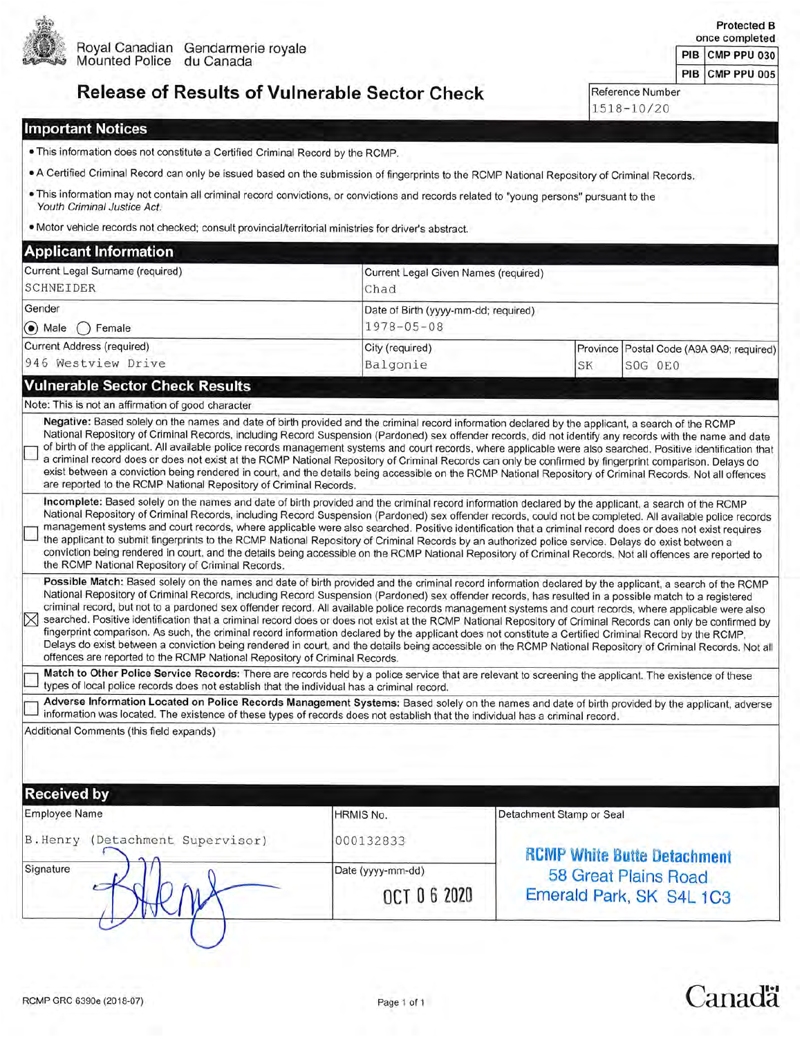Royal Canadian Mounted Police / Gendarmerie royale du Canada

Protected B once completed

| PIB | CMP PPU 030 |
|---|---|
| PIB | CMP PPU 005 |

# Release of Results of Vulnerable Sector Check

Reference Number: 1518-10/20

## Important Notices

- This information does not constitute a Certified Criminal Record by the RCMP.
- A Certified Criminal Record can only be issued based on the submission of fingerprints to the RCMP National Repository of Criminal Records.
- This information may not contain all criminal record convictions, or convictions and records related to "young persons" pursuant to the *Youth Criminal Justice Act*.
- Motor vehicle records not checked; consult provincial/territorial ministries for driver's abstract.

## Applicant Information

| Current Legal Surname (required) | Current Legal Given Names (required) | | |
|---|---|---|---|
| SCHNEIDER | Chad | | |
| **Gender** | **Date of Birth (yyyy-mm-dd; required)** | | |
| (●) Male ( ) Female | 1978-05-08 | | |
| **Current Address (required)** | **City (required)** | **Province** | **Postal Code (A9A 9A9; required)** |
| 946 Westview Drive | Balgonie | SK | S0G 0E0 |

## Vulnerable Sector Check Results

Note: This is not an affirmation of good character

☐ **Negative:** Based solely on the names and date of birth provided and the criminal record information declared by the applicant, a search of the RCMP National Repository of Criminal Records, including Record Suspension (Pardoned) sex offender records, did not identify any records with the name and date of birth of the applicant. All available police records management systems and court records, where applicable were also searched. Positive identification that a criminal record does or does not exist at the RCMP National Repository of Criminal Records can only be confirmed by fingerprint comparison. Delays do exist between a conviction being rendered in court, and the details being accessible on the RCMP National Repository of Criminal Records. Not all offences are reported to the RCMP National Repository of Criminal Records.

☐ **Incomplete:** Based solely on the names and date of birth provided and the criminal record information declared by the applicant, a search of the RCMP National Repository of Criminal Records, including Record Suspension (Pardoned) sex offender records, could not be completed. All available police records management systems and court records, where applicable were also searched. Positive identification that a criminal record does or does not exist requires the applicant to submit fingerprints to the RCMP National Repository of Criminal Records by an authorized police service. Delays do exist between a conviction being rendered in court, and the details being accessible on the RCMP National Repository of Criminal Records. Not all offences are reported to the RCMP National Repository of Criminal Records.

☒ **Possible Match:** Based solely on the names and date of birth provided and the criminal record information declared by the applicant, a search of the RCMP National Repository of Criminal Records, including Record Suspension (Pardoned) sex offender records, has resulted in a possible match to a registered criminal record, but not to a pardoned sex offender record. All available police records management systems and court records, where applicable were also searched. Positive identification that a criminal record does or does not exist at the RCMP National Repository of Criminal Records can only be confirmed by fingerprint comparison. As such, the criminal record information declared by the applicant does not constitute a Certified Criminal Record by the RCMP. Delays do exist between a conviction being rendered in court, and the details being accessible on the RCMP National Repository of Criminal Records. Not all offences are reported to the RCMP National Repository of Criminal Records.

☐ **Match to Other Police Service Records:** There are records held by a police service that are relevant to screening the applicant. The existence of these types of local police records does not establish that the individual has a criminal record.

☐ **Adverse Information Located on Police Records Management Systems:** Based solely on the names and date of birth provided by the applicant, adverse information was located. The existence of these types of records does not establish that the individual has a criminal record.

Additional Comments (this field expands)

## Received by

| Employee Name | HRMIS No. | Detachment Stamp or Seal |
|---|---|---|
| B.Henry (Detachment Supervisor) | 000132833 | RCMP White Butte Detachment, 58 Great Plains Road, Emerald Park, SK S4L 1C3 |
| **Signature** | **Date (yyyy-mm-dd)** | |
| [Signature] | OCT 06 2020 | |

RCMP GRC 6390e (2018-07)

Canada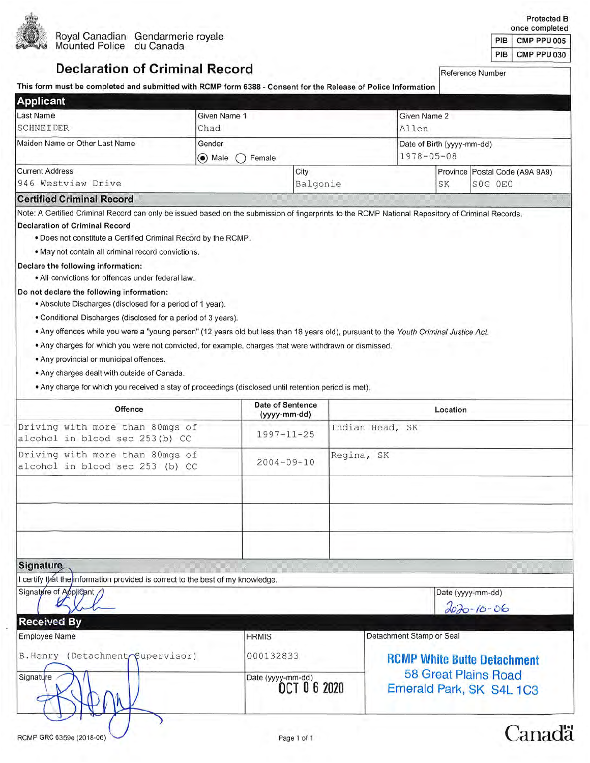Royal Canadian Mounted Police / Gendarmerie royale du Canada

Protected B once completed

| PIB | CMP PPU 005 |
| --- | --- |
| PIB | CMP PPU 030 |

# Declaration of Criminal Record

Reference Number

**This form must be completed and submitted with RCMP form 6388 - Consent for the Release of Police Information**

## Applicant

| Last Name | Given Name 1 | Given Name 2 |
| --- | --- | --- |
| SCHNEIDER | Chad | Allen |

| Maiden Name or Other Last Name | Gender | Date of Birth (yyyy-mm-dd) |
| --- | --- | --- |
| | (●) Male ( ) Female | 1978-05-08 |

| Current Address | City | Province | Postal Code (A9A 9A9) |
| --- | --- | --- | --- |
| 946 Westview Drive | Balgonie | SK | S0G 0E0 |

## Certified Criminal Record

Note: A Certified Criminal Record can only be issued based on the submission of fingerprints to the RCMP National Repository of Criminal Records.

**Declaration of Criminal Record**

- Does not constitute a Certified Criminal Record by the RCMP.
- May not contain all criminal record convictions.

**Declare the following information:**

- All convictions for offences under federal law.

**Do not declare the following information:**

- Absolute Discharges (disclosed for a period of 1 year).
- Conditional Discharges (disclosed for a period of 3 years).
- Any offences while you were a "young person" (12 years old but less than 18 years old), pursuant to the *Youth Criminal Justice Act*.
- Any charges for which you were not convicted, for example, charges that were withdrawn or dismissed.
- Any provincial or municipal offences.
- Any charges dealt with outside of Canada.
- Any charge for which you received a stay of proceedings (disclosed until retention period is met).

| Offence | Date of Sentence (yyyy-mm-dd) | Location |
| --- | --- | --- |
| Driving with more than 80mgs of alcohol in blood sec 253(b) CC | 1997-11-25 | Indian Head, SK |
| Driving with more than 80mgs of alcohol in blood sec 253 (b) CC | 2004-09-10 | Regina, SK |
| | | |
| | | |
| | | |

## Signature

I certify that the information provided is correct to the best of my knowledge.

| Signature of Applicant | Date (yyyy-mm-dd) |
| --- | --- |
| [signature] | 2020-10-06 |

## Received By

| Employee Name | HRMIS | Detachment Stamp or Seal |
| --- | --- | --- |
| B.Henry (Detachment Supervisor) | 000132833 | RCMP White Butte Detachment 58 Great Plains Road Emerald Park, SK S4L 1C3 |
| Signature | Date (yyyy-mm-dd) | |
| [signature] | OCT 0 6 2020 | |

RCMP GRC 6359e (2018-06)

Canada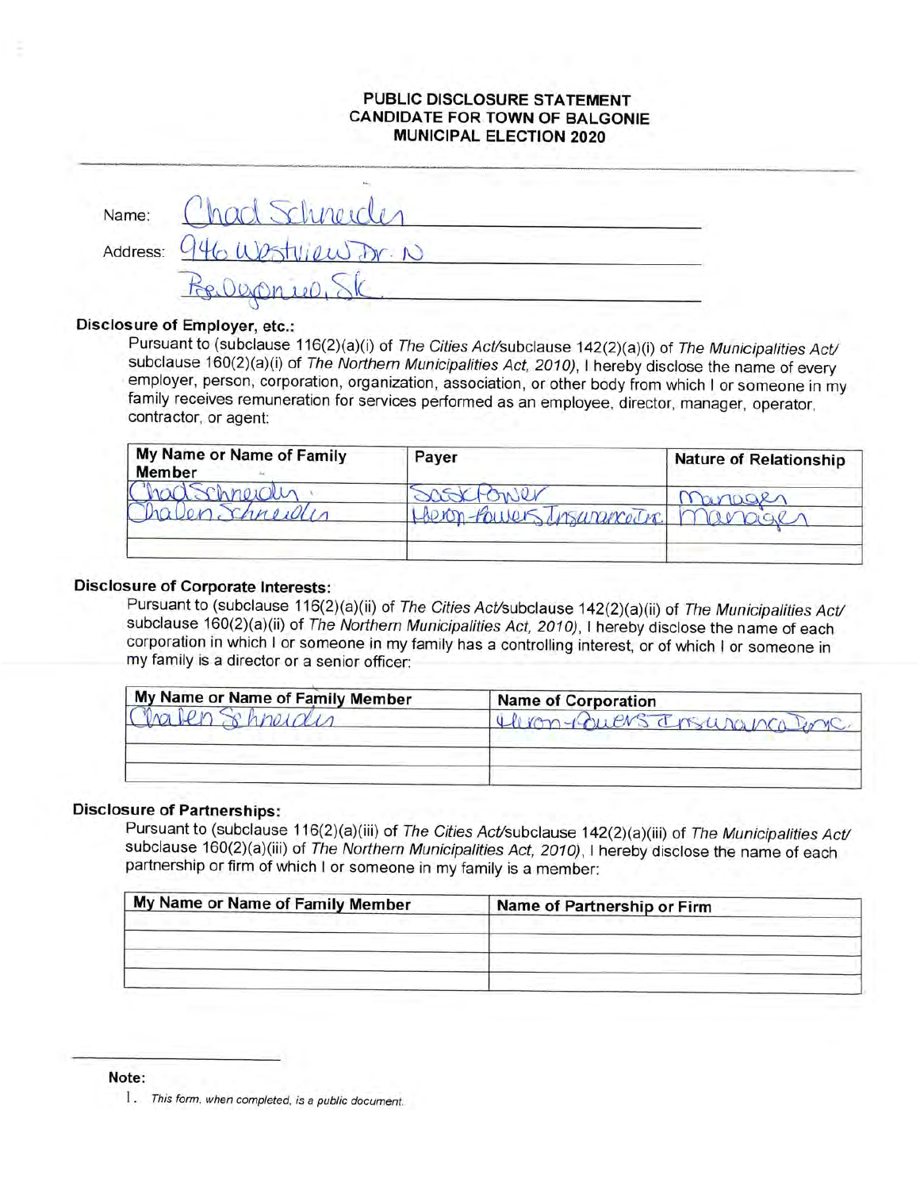## PUBLIC DISCLOSURE STATEMENT
## CANDIDATE FOR TOWN OF BALGONIE
## MUNICIPAL ELECTION 2020

Name: Chad Schneider

Address: 946 Westview Dr. N
Balgonie, SK

### Disclosure of Employer, etc.:

Pursuant to (subclause 116(2)(a)(i) of *The Cities Act*/subclause 142(2)(a)(i) of *The Municipalities Act*/ subclause 160(2)(a)(i) of *The Northern Municipalities Act, 2010)*, I hereby disclose the name of every employer, person, corporation, organization, association, or other body from which I or someone in my family receives remuneration for services performed as an employee, director, manager, operator, contractor, or agent:

| My Name or Name of Family Member | Payer | Nature of Relationship |
|---|---|---|
| Chad Schneider | SaskPower | Manager |
| Chalen Schneider | Heron-Powers Insurance Inc. | Manager |
| | | |

### Disclosure of Corporate Interests:

Pursuant to (subclause 116(2)(a)(ii) of *The Cities Act*/subclause 142(2)(a)(ii) of *The Municipalities Act*/ subclause 160(2)(a)(ii) of *The Northern Municipalities Act, 2010)*, I hereby disclose the name of each corporation in which I or someone in my family has a controlling interest, or of which I or someone in my family is a director or a senior officer:

| My Name or Name of Family Member | Name of Corporation |
|---|---|
| Chalen Schneider | Heron-Powers Insurance Inc. |
| | |
| | |

### Disclosure of Partnerships:

Pursuant to (subclause 116(2)(a)(iii) of *The Cities Act*/subclause 142(2)(a)(iii) of *The Municipalities Act*/ subclause 160(2)(a)(iii) of *The Northern Municipalities Act, 2010)*, I hereby disclose the name of each partnership or firm of which I or someone in my family is a member:

| My Name or Name of Family Member | Name of Partnership or Firm |
|---|---|
| | |
| | |
| | |
| | |

**Note:**

1. *This form, when completed, is a public document.*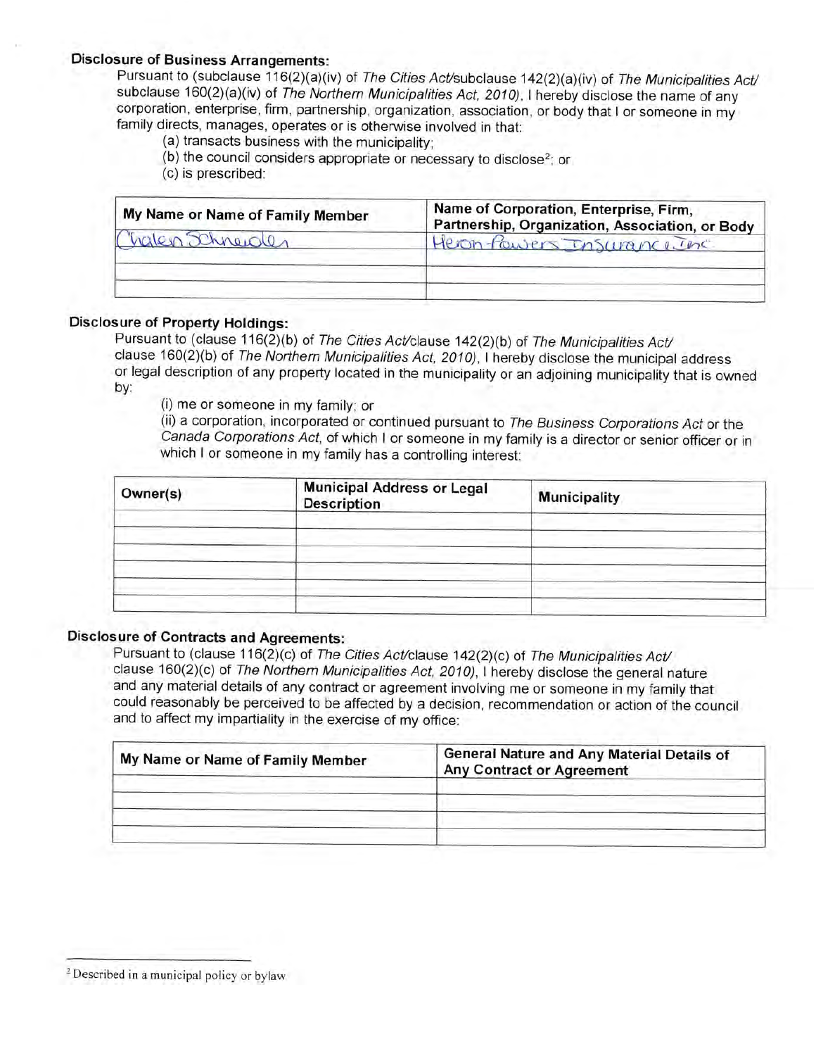### Disclosure of Business Arrangements:

Pursuant to (subclause 116(2)(a)(iv) of *The Cities Act*/subclause 142(2)(a)(iv) of *The Municipalities Act*/ subclause 160(2)(a)(iv) of *The Northern Municipalities Act, 2010*), I hereby disclose the name of any corporation, enterprise, firm, partnership, organization, association, or body that I or someone in my family directs, manages, operates or is otherwise involved in that:

(a) transacts business with the municipality;
(b) the council considers appropriate or necessary to disclose[2]; or
(c) is prescribed:

| My Name or Name of Family Member | Name of Corporation, Enterprise, Firm, Partnership, Organization, Association, or Body |
|---|---|
| Chalen Schneider | Heron-Powers Insurance Inc |
| | |
| | |

### Disclosure of Property Holdings:

Pursuant to (clause 116(2)(b) of *The Cities Act*/clause 142(2)(b) of *The Municipalities Act*/ clause 160(2)(b) of *The Northern Municipalities Act, 2010*), I hereby disclose the municipal address or legal description of any property located in the municipality or an adjoining municipality that is owned by:

(i) me or someone in my family; or
(ii) a corporation, incorporated or continued pursuant to *The Business Corporations Act* or the *Canada Corporations Act*, of which I or someone in my family is a director or senior officer or in which I or someone in my family has a controlling interest:

| Owner(s) | Municipal Address or Legal Description | Municipality |
|---|---|---|
| | | |
| | | |
| | | |
| | | |
| | | |
| | | |

### Disclosure of Contracts and Agreements:

Pursuant to (clause 116(2)(c) of *The Cities Act*/clause 142(2)(c) of *The Municipalities Act*/ clause 160(2)(c) of *The Northern Municipalities Act, 2010*), I hereby disclose the general nature and any material details of any contract or agreement involving me or someone in my family that could reasonably be perceived to be affected by a decision, recommendation or action of the council and to affect my impartiality in the exercise of my office:

| My Name or Name of Family Member | General Nature and Any Material Details of Any Contract or Agreement |
|---|---|
| | |
| | |
| | |
| | |

[2] Described in a municipal policy or bylaw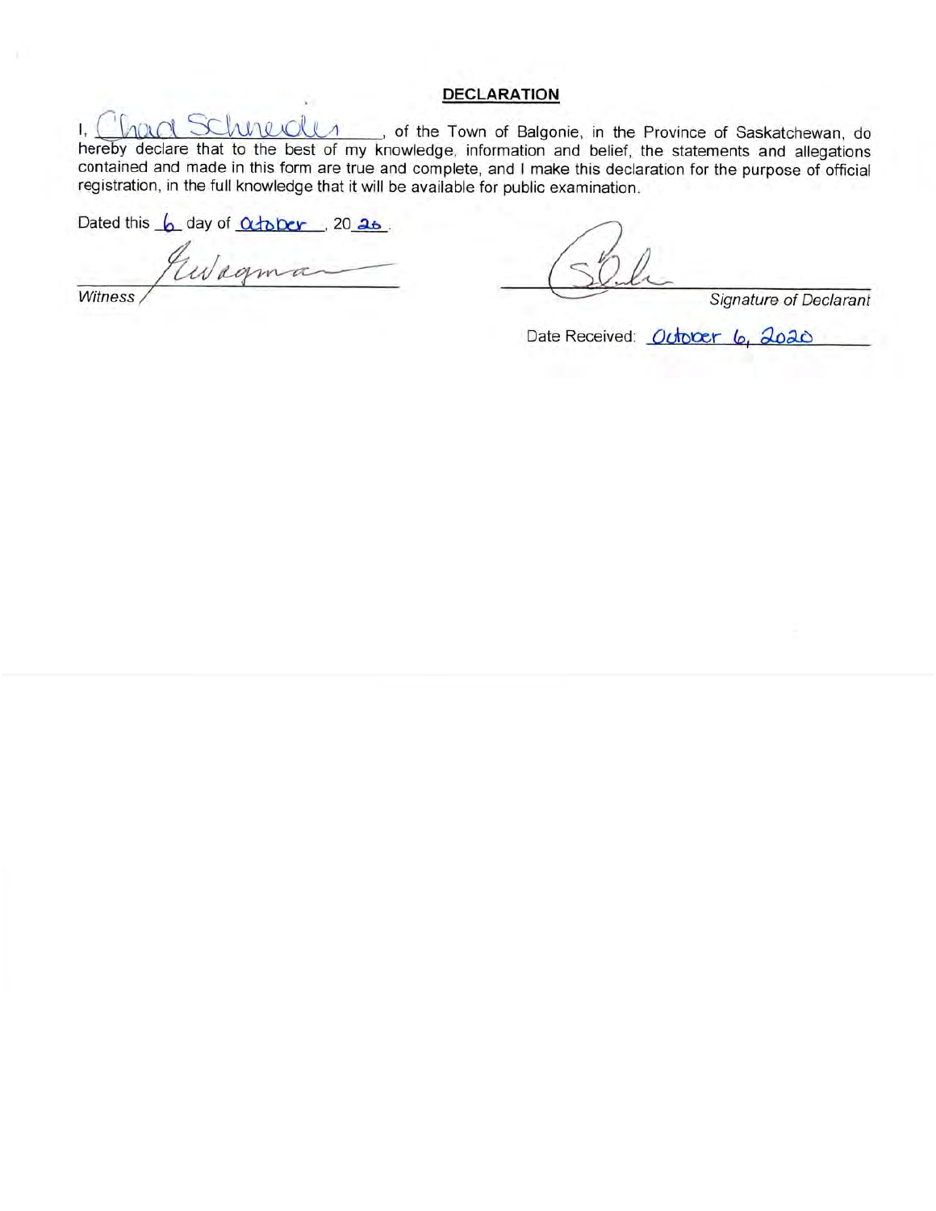## DECLARATION

I, Chad Schneider, of the Town of Balgonie, in the Province of Saskatchewan, do hereby declare that to the best of my knowledge, information and belief, the statements and allegations contained and made in this form are true and complete, and I make this declaration for the purpose of official registration, in the full knowledge that it will be available for public examination.

Dated this 6 day of October, 20 20.

*Witness*

*Signature of Declarant*

Date Received: October 6, 2020